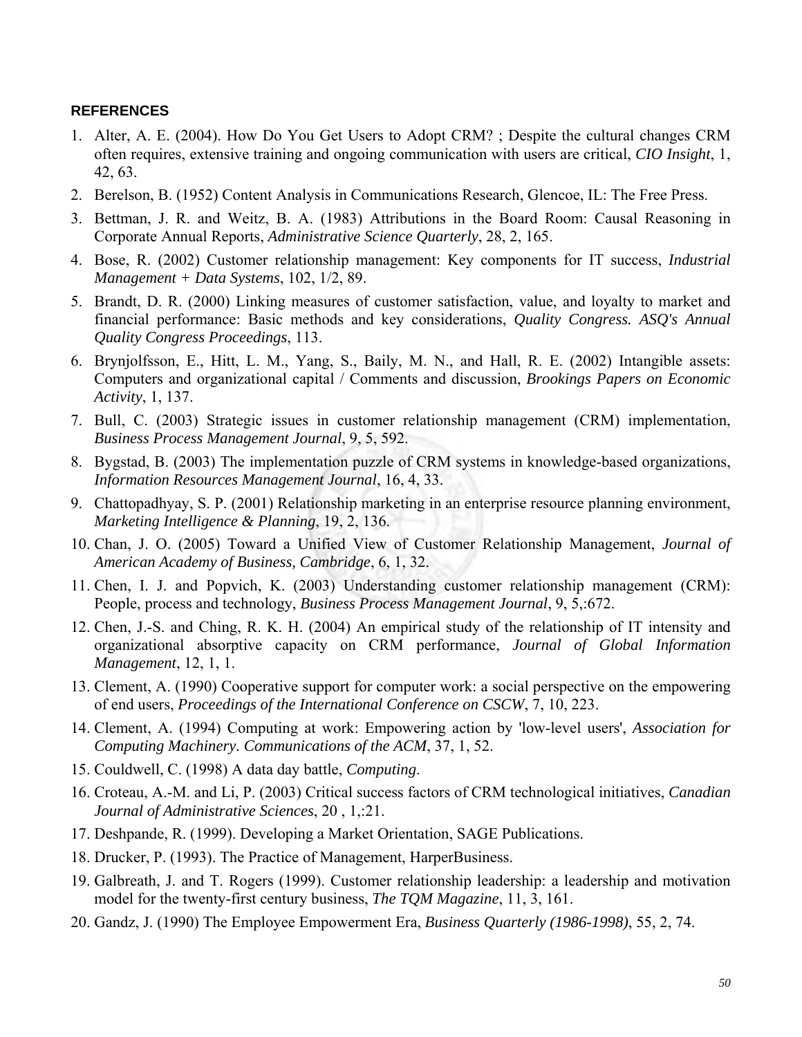**REFERENCES**

1. Alter, A. E. (2004). How Do You Get Users to Adopt CRM? ; Despite the cultural changes CRM often requires, extensive training and ongoing communication with users are critical, *CIO Insight*, 1, 42, 63.
2. Berelson, B. (1952) Content Analysis in Communications Research, Glencoe, IL: The Free Press.
3. Bettman, J. R. and Weitz, B. A. (1983) Attributions in the Board Room: Causal Reasoning in Corporate Annual Reports, *Administrative Science Quarterly*, 28, 2, 165.
4. Bose, R. (2002) Customer relationship management: Key components for IT success, *Industrial Management + Data Systems*, 102, 1/2, 89.
5. Brandt, D. R. (2000) Linking measures of customer satisfaction, value, and loyalty to market and financial performance: Basic methods and key considerations, *Quality Congress. ASQ's Annual Quality Congress Proceedings*, 113.
6. Brynjolfsson, E., Hitt, L. M., Yang, S., Baily, M. N., and Hall, R. E. (2002) Intangible assets: Computers and organizational capital / Comments and discussion, *Brookings Papers on Economic Activity*, 1, 137.
7. Bull, C. (2003) Strategic issues in customer relationship management (CRM) implementation, *Business Process Management Journal*, 9, 5, 592.
8. Bygstad, B. (2003) The implementation puzzle of CRM systems in knowledge-based organizations, *Information Resources Management Journal*, 16, 4, 33.
9. Chattopadhyay, S. P. (2001) Relationship marketing in an enterprise resource planning environment, *Marketing Intelligence & Planning*, 19, 2, 136.
10. Chan, J. O. (2005) Toward a Unified View of Customer Relationship Management, *Journal of American Academy of Business, Cambridge*, 6, 1, 32.
11. Chen, I. J. and Popvich, K. (2003) Understanding customer relationship management (CRM): People, process and technology, *Business Process Management Journal*, 9, 5,:672.
12. Chen, J.-S. and Ching, R. K. H. (2004) An empirical study of the relationship of IT intensity and organizational absorptive capacity on CRM performance, *Journal of Global Information Management*, 12, 1, 1.
13. Clement, A. (1990) Cooperative support for computer work: a social perspective on the empowering of end users, *Proceedings of the International Conference on CSCW*, 7, 10, 223.
14. Clement, A. (1994) Computing at work: Empowering action by 'low-level users', *Association for Computing Machinery. Communications of the ACM*, 37, 1, 52.
15. Couldwell, C. (1998) A data day battle, *Computing*.
16. Croteau, A.-M. and Li, P. (2003) Critical success factors of CRM technological initiatives, *Canadian Journal of Administrative Sciences*, 20 , 1,:21.
17. Deshpande, R. (1999). Developing a Market Orientation, SAGE Publications.
18. Drucker, P. (1993). The Practice of Management, HarperBusiness.
19. Galbreath, J. and T. Rogers (1999). Customer relationship leadership: a leadership and motivation model for the twenty-first century business, *The TQM Magazine*, 11, 3, 161.
20. Gandz, J. (1990) The Employee Empowerment Era, *Business Quarterly (1986-1998)*, 55, 2, 74.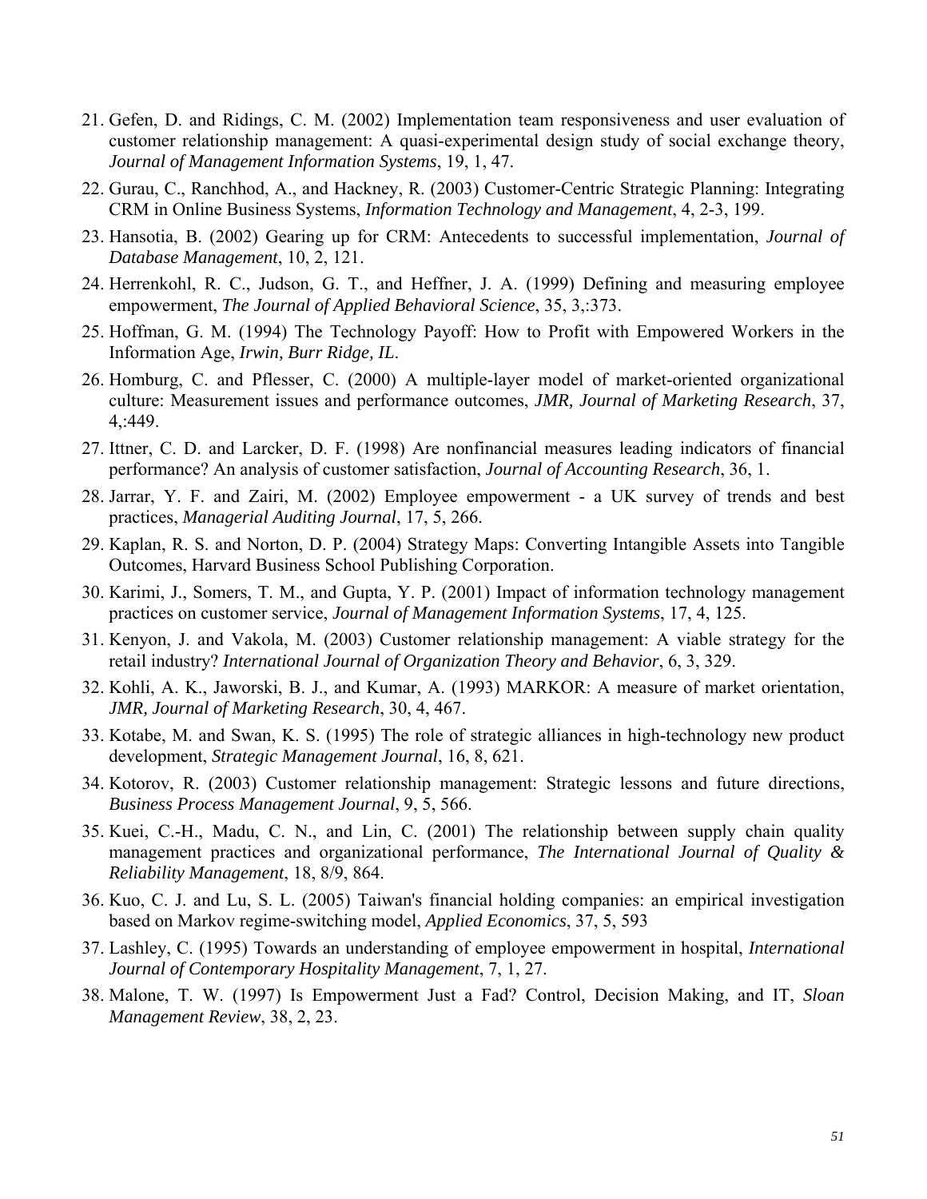21. Gefen, D. and Ridings, C. M. (2002) Implementation team responsiveness and user evaluation of customer relationship management: A quasi-experimental design study of social exchange theory, *Journal of Management Information Systems*, 19, 1, 47.
22. Gurau, C., Ranchhod, A., and Hackney, R. (2003) Customer-Centric Strategic Planning: Integrating CRM in Online Business Systems, *Information Technology and Management*, 4, 2-3, 199.
23. Hansotia, B. (2002) Gearing up for CRM: Antecedents to successful implementation, *Journal of Database Management*, 10, 2, 121.
24. Herrenkohl, R. C., Judson, G. T., and Heffner, J. A. (1999) Defining and measuring employee empowerment, *The Journal of Applied Behavioral Science*, 35, 3,:373.
25. Hoffman, G. M. (1994) The Technology Payoff: How to Profit with Empowered Workers in the Information Age, *Irwin, Burr Ridge, IL*.
26. Homburg, C. and Pflesser, C. (2000) A multiple-layer model of market-oriented organizational culture: Measurement issues and performance outcomes, *JMR, Journal of Marketing Research*, 37, 4,:449.
27. Ittner, C. D. and Larcker, D. F. (1998) Are nonfinancial measures leading indicators of financial performance? An analysis of customer satisfaction, *Journal of Accounting Research*, 36, 1.
28. Jarrar, Y. F. and Zairi, M. (2002) Employee empowerment - a UK survey of trends and best practices, *Managerial Auditing Journal*, 17, 5, 266.
29. Kaplan, R. S. and Norton, D. P. (2004) Strategy Maps: Converting Intangible Assets into Tangible Outcomes, Harvard Business School Publishing Corporation.
30. Karimi, J., Somers, T. M., and Gupta, Y. P. (2001) Impact of information technology management practices on customer service, *Journal of Management Information Systems*, 17, 4, 125.
31. Kenyon, J. and Vakola, M. (2003) Customer relationship management: A viable strategy for the retail industry? *International Journal of Organization Theory and Behavior*, 6, 3, 329.
32. Kohli, A. K., Jaworski, B. J., and Kumar, A. (1993) MARKOR: A measure of market orientation, *JMR, Journal of Marketing Research*, 30, 4, 467.
33. Kotabe, M. and Swan, K. S. (1995) The role of strategic alliances in high-technology new product development, *Strategic Management Journal*, 16, 8, 621.
34. Kotorov, R. (2003) Customer relationship management: Strategic lessons and future directions, *Business Process Management Journal*, 9, 5, 566.
35. Kuei, C.-H., Madu, C. N., and Lin, C. (2001) The relationship between supply chain quality management practices and organizational performance, *The International Journal of Quality & Reliability Management*, 18, 8/9, 864.
36. Kuo, C. J. and Lu, S. L. (2005) Taiwan's financial holding companies: an empirical investigation based on Markov regime-switching model, *Applied Economics*, 37, 5, 593
37. Lashley, C. (1995) Towards an understanding of employee empowerment in hospital, *International Journal of Contemporary Hospitality Management*, 7, 1, 27.
38. Malone, T. W. (1997) Is Empowerment Just a Fad? Control, Decision Making, and IT, *Sloan Management Review*, 38, 2, 23.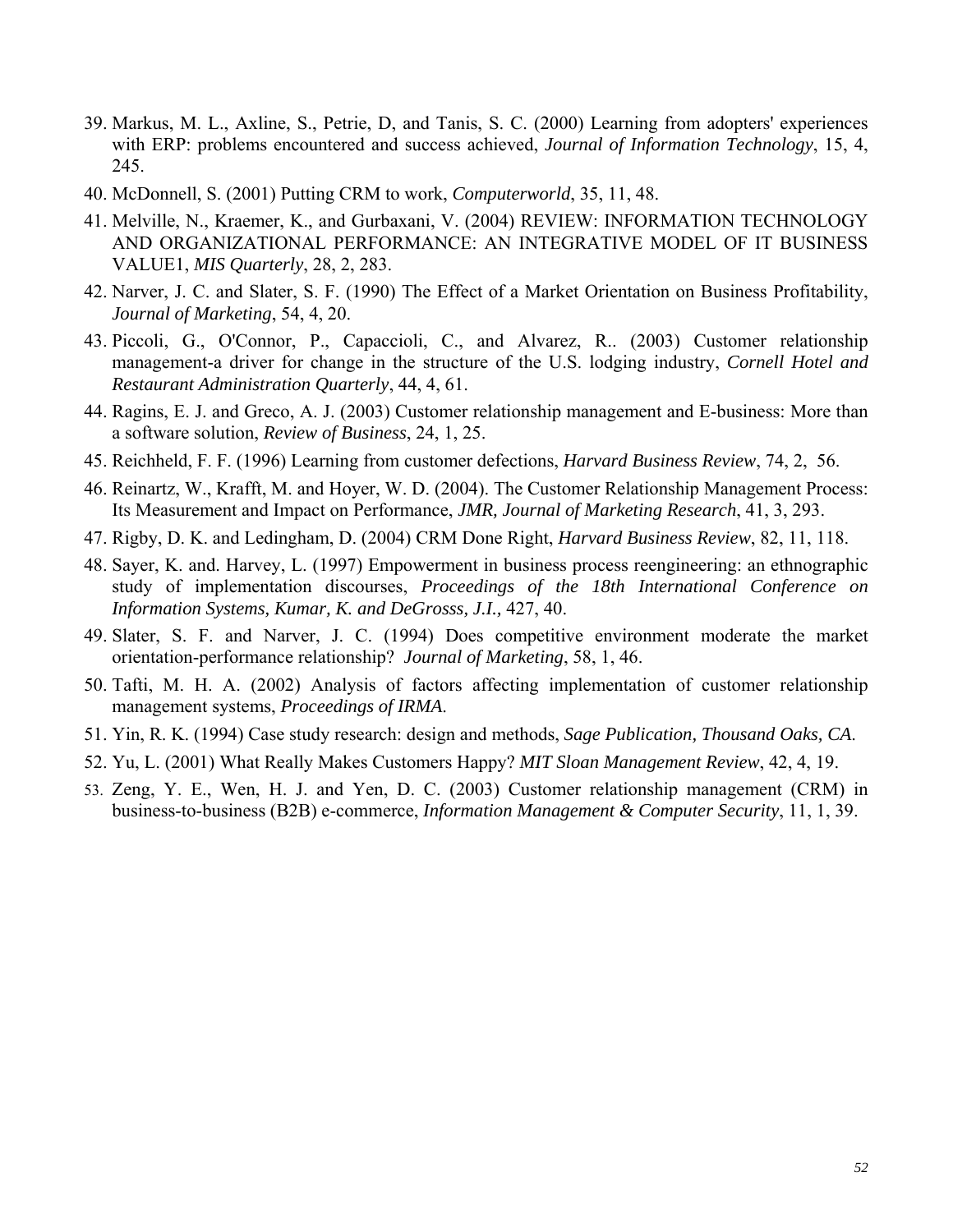39. Markus, M. L., Axline, S., Petrie, D, and Tanis, S. C. (2000) Learning from adopters' experiences with ERP: problems encountered and success achieved, *Journal of Information Technology*, 15, 4, 245.
40. McDonnell, S. (2001) Putting CRM to work, *Computerworld*, 35, 11, 48.
41. Melville, N., Kraemer, K., and Gurbaxani, V. (2004) REVIEW: INFORMATION TECHNOLOGY AND ORGANIZATIONAL PERFORMANCE: AN INTEGRATIVE MODEL OF IT BUSINESS VALUE1, *MIS Quarterly*, 28, 2, 283.
42. Narver, J. C. and Slater, S. F. (1990) The Effect of a Market Orientation on Business Profitability, *Journal of Marketing*, 54, 4, 20.
43. Piccoli, G., O'Connor, P., Capaccioli, C., and Alvarez, R.. (2003) Customer relationship management-a driver for change in the structure of the U.S. lodging industry, *Cornell Hotel and Restaurant Administration Quarterly*, 44, 4, 61.
44. Ragins, E. J. and Greco, A. J. (2003) Customer relationship management and E-business: More than a software solution, *Review of Business*, 24, 1, 25.
45. Reichheld, F. F. (1996) Learning from customer defections, *Harvard Business Review*, 74, 2, 56.
46. Reinartz, W., Krafft, M. and Hoyer, W. D. (2004). The Customer Relationship Management Process: Its Measurement and Impact on Performance, *JMR, Journal of Marketing Research*, 41, 3, 293.
47. Rigby, D. K. and Ledingham, D. (2004) CRM Done Right, *Harvard Business Review*, 82, 11, 118.
48. Sayer, K. and. Harvey, L. (1997) Empowerment in business process reengineering: an ethnographic study of implementation discourses, *Proceedings of the 18th International Conference on Information Systems, Kumar, K. and DeGrosss, J.I.,* 427, 40.
49. Slater, S. F. and Narver, J. C. (1994) Does competitive environment moderate the market orientation-performance relationship? *Journal of Marketing*, 58, 1, 46.
50. Tafti, M. H. A. (2002) Analysis of factors affecting implementation of customer relationship management systems, *Proceedings of IRMA.*
51. Yin, R. K. (1994) Case study research: design and methods, *Sage Publication, Thousand Oaks, CA.*
52. Yu, L. (2001) What Really Makes Customers Happy? *MIT Sloan Management Review*, 42, 4, 19.
53. Zeng, Y. E., Wen, H. J. and Yen, D. C. (2003) Customer relationship management (CRM) in business-to-business (B2B) e-commerce, *Information Management & Computer Security*, 11, 1, 39.